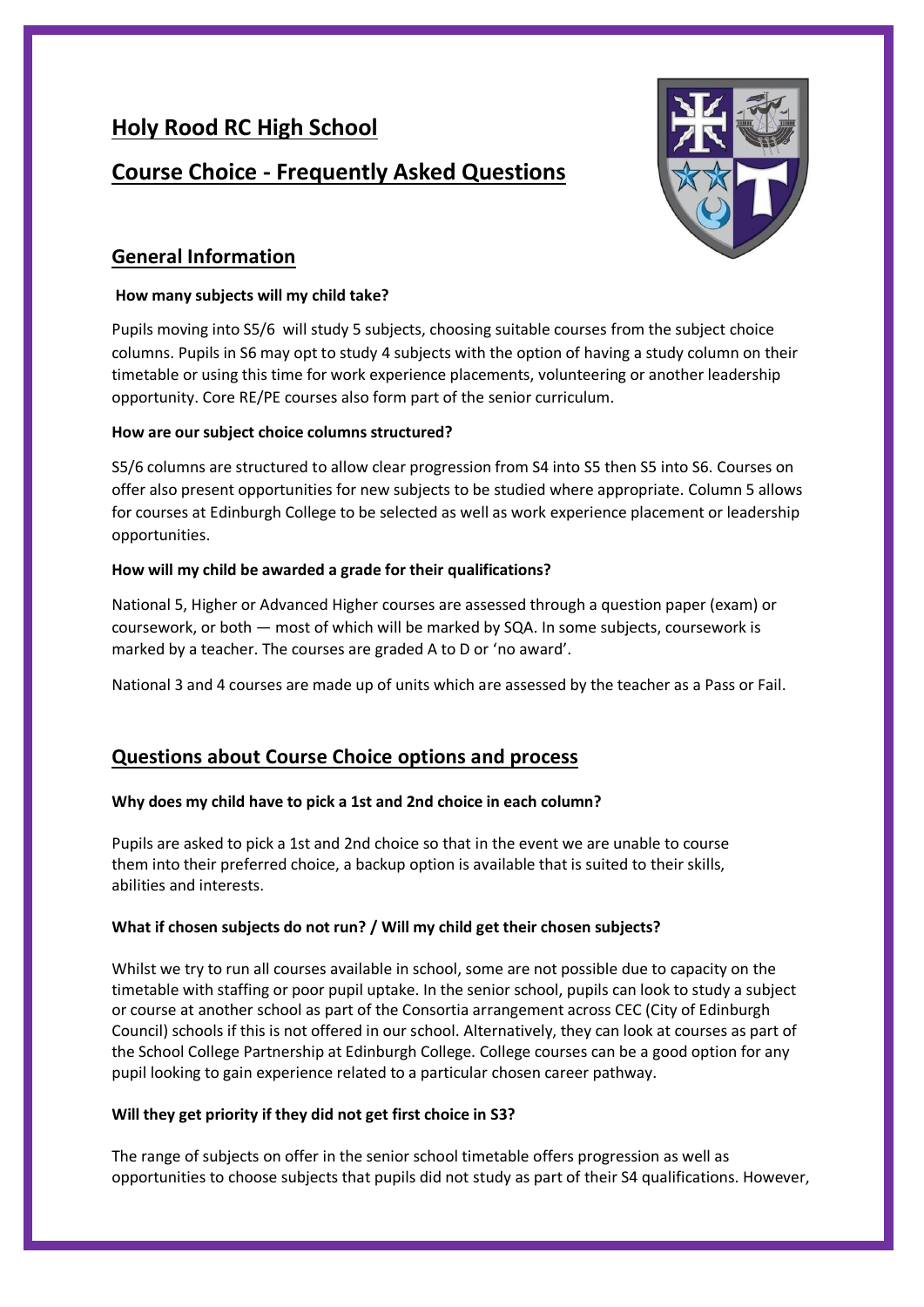# Holy Rood RC High School

# Course Choice - Frequently Asked Questions

## General Information

**How many subjects will my child take?**

Pupils moving into S5/6 will study 5 subjects, choosing suitable courses from the subject choice columns. Pupils in S6 may opt to study 4 subjects with the option of having a study column on their timetable or using this time for work experience placements, volunteering or another leadership opportunity. Core RE/PE courses also form part of the senior curriculum.

**How are our subject choice columns structured?**

S5/6 columns are structured to allow clear progression from S4 into S5 then S5 into S6. Courses on offer also present opportunities for new subjects to be studied where appropriate. Column 5 allows for courses at Edinburgh College to be selected as well as work experience placement or leadership opportunities.

**How will my child be awarded a grade for their qualifications?**

National 5, Higher or Advanced Higher courses are assessed through a question paper (exam) or coursework, or both — most of which will be marked by SQA. In some subjects, coursework is marked by a teacher. The courses are graded A to D or 'no award'.

National 3 and 4 courses are made up of units which are assessed by the teacher as a Pass or Fail.

## Questions about Course Choice options and process

**Why does my child have to pick a 1st and 2nd choice in each column?**

Pupils are asked to pick a 1st and 2nd choice so that in the event we are unable to course them into their preferred choice, a backup option is available that is suited to their skills, abilities and interests.

**What if chosen subjects do not run? / Will my child get their chosen subjects?**

Whilst we try to run all courses available in school, some are not possible due to capacity on the timetable with staffing or poor pupil uptake. In the senior school, pupils can look to study a subject or course at another school as part of the Consortia arrangement across CEC (City of Edinburgh Council) schools if this is not offered in our school. Alternatively, they can look at courses as part of the School College Partnership at Edinburgh College. College courses can be a good option for any pupil looking to gain experience related to a particular chosen career pathway.

**Will they get priority if they did not get first choice in S3?**

The range of subjects on offer in the senior school timetable offers progression as well as opportunities to choose subjects that pupils did not study as part of their S4 qualifications. However,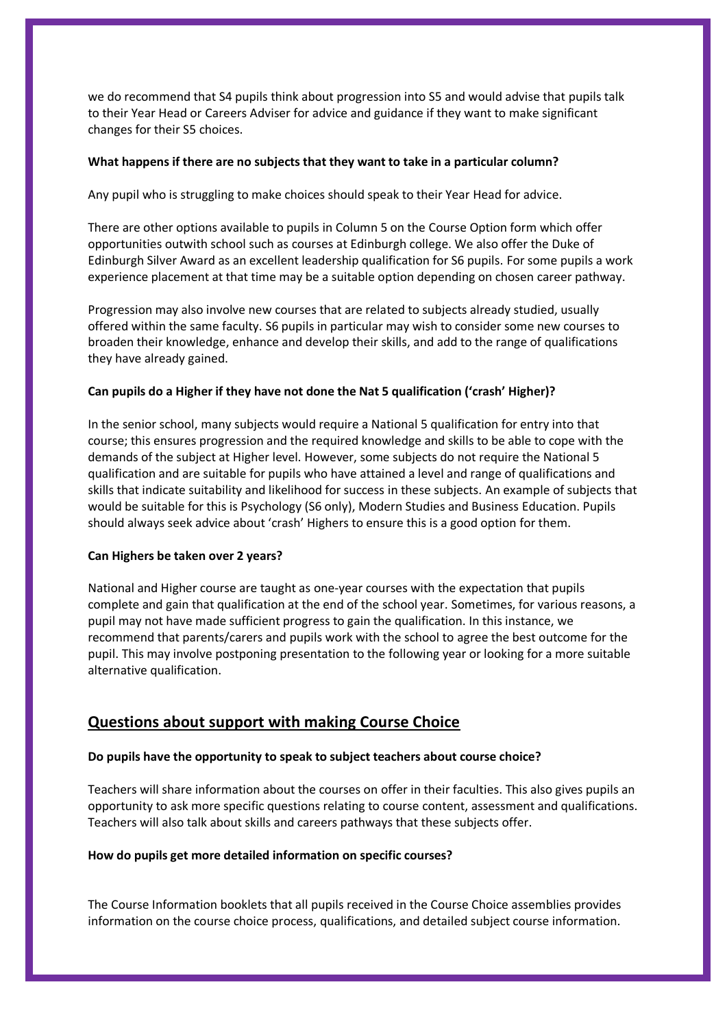we do recommend that S4 pupils think about progression into S5 and would advise that pupils talk to their Year Head or Careers Adviser for advice and guidance if they want to make significant changes for their S5 choices.

**What happens if there are no subjects that they want to take in a particular column?**

Any pupil who is struggling to make choices should speak to their Year Head for advice.

There are other options available to pupils in Column 5 on the Course Option form which offer opportunities outwith school such as courses at Edinburgh college. We also offer the Duke of Edinburgh Silver Award as an excellent leadership qualification for S6 pupils. For some pupils a work experience placement at that time may be a suitable option depending on chosen career pathway.

Progression may also involve new courses that are related to subjects already studied, usually offered within the same faculty. S6 pupils in particular may wish to consider some new courses to broaden their knowledge, enhance and develop their skills, and add to the range of qualifications they have already gained.

**Can pupils do a Higher if they have not done the Nat 5 qualification ('crash' Higher)?**

In the senior school, many subjects would require a National 5 qualification for entry into that course; this ensures progression and the required knowledge and skills to be able to cope with the demands of the subject at Higher level. However, some subjects do not require the National 5 qualification and are suitable for pupils who have attained a level and range of qualifications and skills that indicate suitability and likelihood for success in these subjects. An example of subjects that would be suitable for this is Psychology (S6 only), Modern Studies and Business Education. Pupils should always seek advice about 'crash' Highers to ensure this is a good option for them.

**Can Highers be taken over 2 years?**

National and Higher course are taught as one-year courses with the expectation that pupils complete and gain that qualification at the end of the school year. Sometimes, for various reasons, a pupil may not have made sufficient progress to gain the qualification. In this instance, we recommend that parents/carers and pupils work with the school to agree the best outcome for the pupil. This may involve postponing presentation to the following year or looking for a more suitable alternative qualification.

## Questions about support with making Course Choice

**Do pupils have the opportunity to speak to subject teachers about course choice?**

Teachers will share information about the courses on offer in their faculties. This also gives pupils an opportunity to ask more specific questions relating to course content, assessment and qualifications. Teachers will also talk about skills and careers pathways that these subjects offer.

**How do pupils get more detailed information on specific courses?**

The Course Information booklets that all pupils received in the Course Choice assemblies provides information on the course choice process, qualifications, and detailed subject course information.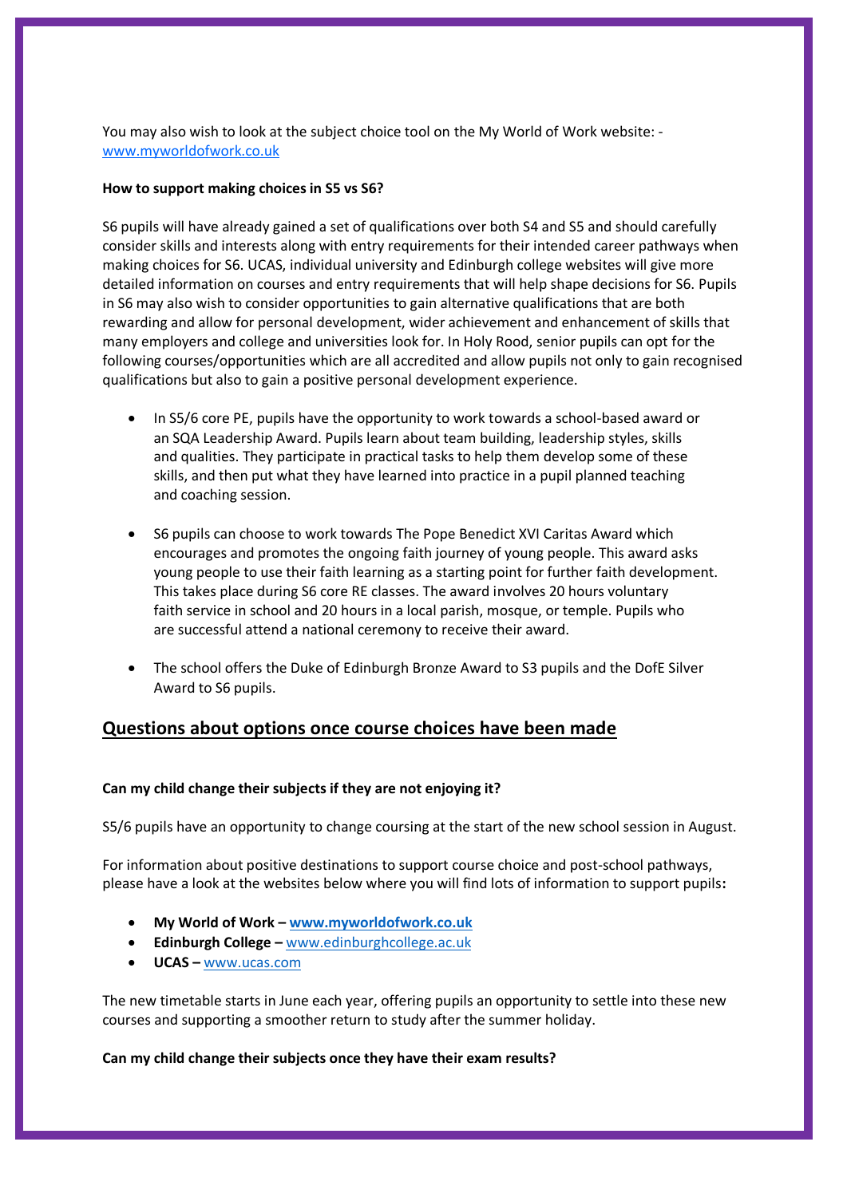You may also wish to look at the subject choice tool on the My World of Work website: - [www.myworldofwork.co.uk](http://www.myworldofwork.co.uk)

**How to support making choices in S5 vs S6?**

S6 pupils will have already gained a set of qualifications over both S4 and S5 and should carefully consider skills and interests along with entry requirements for their intended career pathways when making choices for S6. UCAS, individual university and Edinburgh college websites will give more detailed information on courses and entry requirements that will help shape decisions for S6. Pupils in S6 may also wish to consider opportunities to gain alternative qualifications that are both rewarding and allow for personal development, wider achievement and enhancement of skills that many employers and college and universities look for. In Holy Rood, senior pupils can opt for the following courses/opportunities which are all accredited and allow pupils not only to gain recognised qualifications but also to gain a positive personal development experience.

- In S5/6 core PE, pupils have the opportunity to work towards a school-based award or an SQA Leadership Award. Pupils learn about team building, leadership styles, skills and qualities. They participate in practical tasks to help them develop some of these skills, and then put what they have learned into practice in a pupil planned teaching and coaching session.

- S6 pupils can choose to work towards The Pope Benedict XVI Caritas Award which encourages and promotes the ongoing faith journey of young people. This award asks young people to use their faith learning as a starting point for further faith development. This takes place during S6 core RE classes. The award involves 20 hours voluntary faith service in school and 20 hours in a local parish, mosque, or temple. Pupils who are successful attend a national ceremony to receive their award.

- The school offers the Duke of Edinburgh Bronze Award to S3 pupils and the DofE Silver Award to S6 pupils.

## Questions about options once course choices have been made

**Can my child change their subjects if they are not enjoying it?**

S5/6 pupils have an opportunity to change coursing at the start of the new school session in August.

For information about positive destinations to support course choice and post-school pathways, please have a look at the websites below where you will find lots of information to support pupils**:**

- **My World of Work – [www.myworldofwork.co.uk](http://www.myworldofwork.co.uk)**
- **Edinburgh College –** [www.edinburghcollege.ac.uk](http://www.edinburghcollege.ac.uk)
- **UCAS –** [www.ucas.com](http://www.ucas.com)

The new timetable starts in June each year, offering pupils an opportunity to settle into these new courses and supporting a smoother return to study after the summer holiday.

**Can my child change their subjects once they have their exam results?**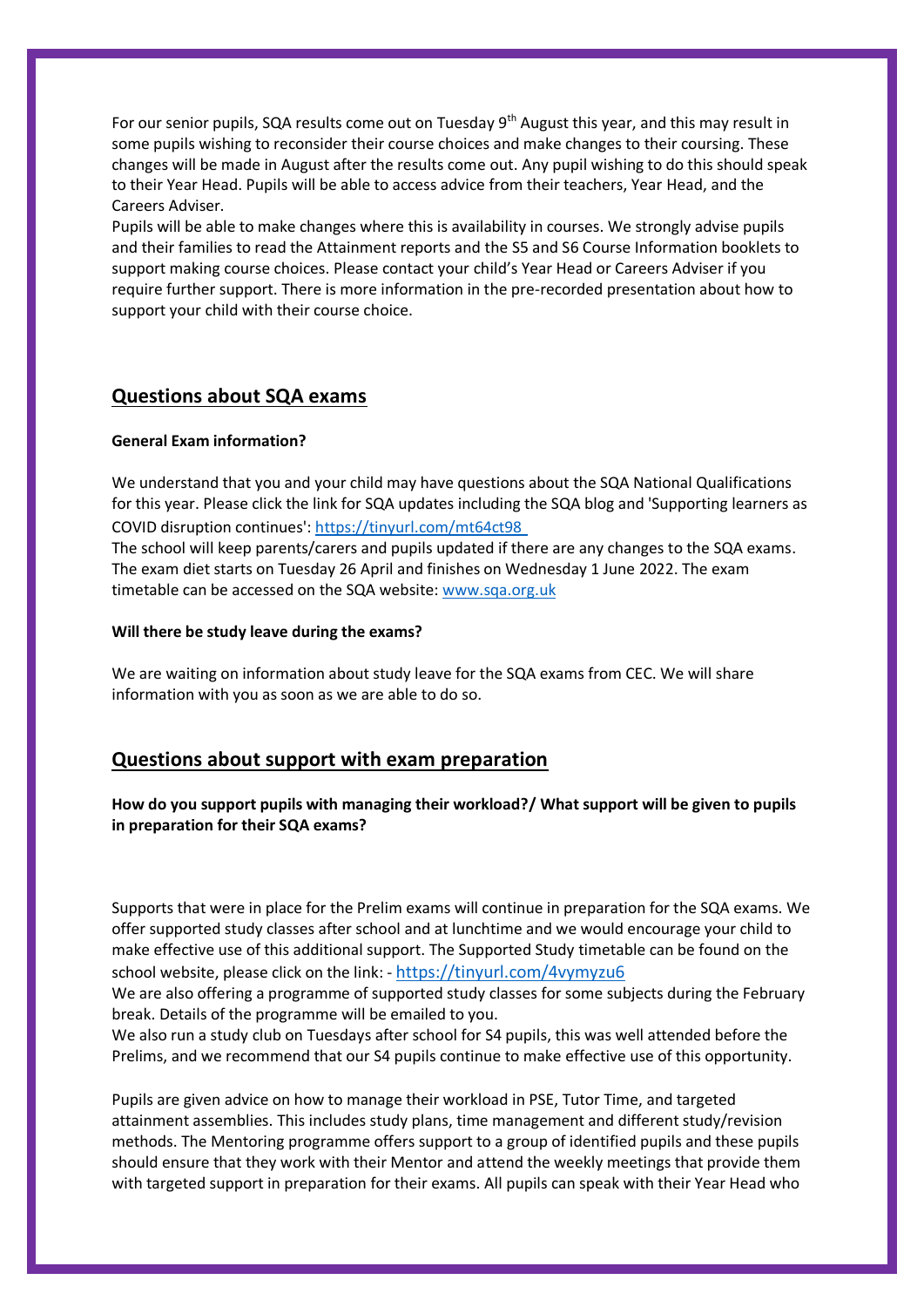For our senior pupils, SQA results come out on Tuesday 9th August this year, and this may result in some pupils wishing to reconsider their course choices and make changes to their coursing. These changes will be made in August after the results come out. Any pupil wishing to do this should speak to their Year Head. Pupils will be able to access advice from their teachers, Year Head, and the Careers Adviser.

Pupils will be able to make changes where this is availability in courses. We strongly advise pupils and their families to read the Attainment reports and the S5 and S6 Course Information booklets to support making course choices. Please contact your child's Year Head or Careers Adviser if you require further support. There is more information in the pre-recorded presentation about how to support your child with their course choice.

## Questions about SQA exams

**General Exam information?**

We understand that you and your child may have questions about the SQA National Qualifications for this year. Please click the link for SQA updates including the SQA blog and 'Supporting learners as COVID disruption continues': https://tinyurl.com/mt64ct98

The school will keep parents/carers and pupils updated if there are any changes to the SQA exams. The exam diet starts on Tuesday 26 April and finishes on Wednesday 1 June 2022. The exam timetable can be accessed on the SQA website: www.sqa.org.uk

**Will there be study leave during the exams?**

We are waiting on information about study leave for the SQA exams from CEC. We will share information with you as soon as we are able to do so.

## Questions about support with exam preparation

**How do you support pupils with managing their workload?/ What support will be given to pupils in preparation for their SQA exams?**

Supports that were in place for the Prelim exams will continue in preparation for the SQA exams. We offer supported study classes after school and at lunchtime and we would encourage your child to make effective use of this additional support. The Supported Study timetable can be found on the school website, please click on the link: - https://tinyurl.com/4vymyzu6

We are also offering a programme of supported study classes for some subjects during the February break. Details of the programme will be emailed to you.

We also run a study club on Tuesdays after school for S4 pupils, this was well attended before the Prelims, and we recommend that our S4 pupils continue to make effective use of this opportunity.

Pupils are given advice on how to manage their workload in PSE, Tutor Time, and targeted attainment assemblies. This includes study plans, time management and different study/revision methods. The Mentoring programme offers support to a group of identified pupils and these pupils should ensure that they work with their Mentor and attend the weekly meetings that provide them with targeted support in preparation for their exams. All pupils can speak with their Year Head who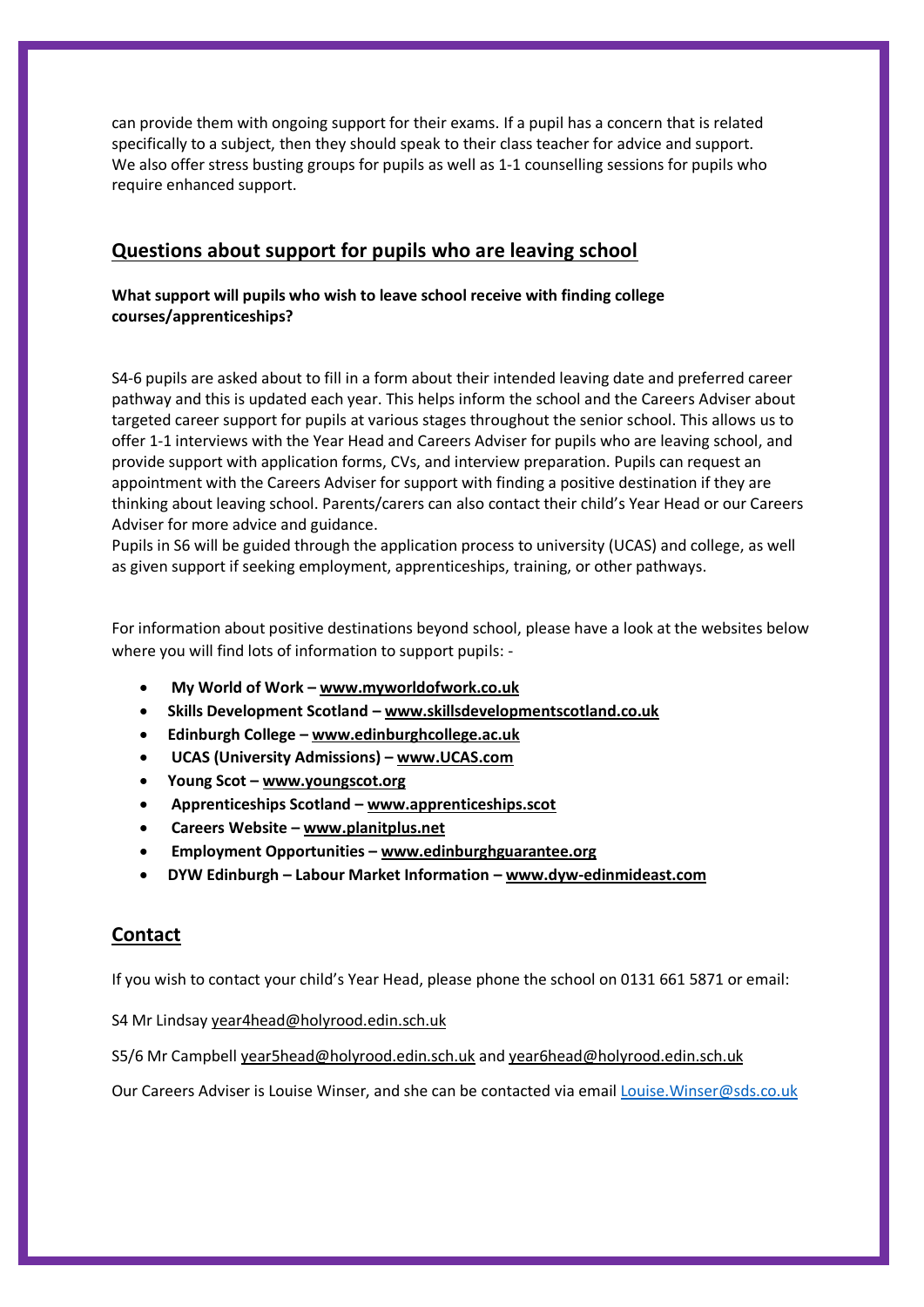can provide them with ongoing support for their exams. If a pupil has a concern that is related specifically to a subject, then they should speak to their class teacher for advice and support. We also offer stress busting groups for pupils as well as 1-1 counselling sessions for pupils who require enhanced support.

## Questions about support for pupils who are leaving school

**What support will pupils who wish to leave school receive with finding college courses/apprenticeships?**

S4-6 pupils are asked about to fill in a form about their intended leaving date and preferred career pathway and this is updated each year. This helps inform the school and the Careers Adviser about targeted career support for pupils at various stages throughout the senior school. This allows us to offer 1-1 interviews with the Year Head and Careers Adviser for pupils who are leaving school, and provide support with application forms, CVs, and interview preparation. Pupils can request an appointment with the Careers Adviser for support with finding a positive destination if they are thinking about leaving school. Parents/carers can also contact their child's Year Head or our Careers Adviser for more advice and guidance.
Pupils in S6 will be guided through the application process to university (UCAS) and college, as well as given support if seeking employment, apprenticeships, training, or other pathways.

For information about positive destinations beyond school, please have a look at the websites below where you will find lots of information to support pupils: -

- **My World of Work – www.myworldofwork.co.uk**
- **Skills Development Scotland – www.skillsdevelopmentscotland.co.uk**
- **Edinburgh College – www.edinburghcollege.ac.uk**
- **UCAS (University Admissions) – www.UCAS.com**
- **Young Scot – www.youngscot.org**
- **Apprenticeships Scotland – www.apprenticeships.scot**
- **Careers Website – www.planitplus.net**
- **Employment Opportunities – www.edinburghguarantee.org**
- **DYW Edinburgh – Labour Market Information – www.dyw-edinmideast.com**

## Contact

If you wish to contact your child's Year Head, please phone the school on 0131 661 5871 or email:

S4 Mr Lindsay year4head@holyrood.edin.sch.uk

S5/6 Mr Campbell year5head@holyrood.edin.sch.uk and year6head@holyrood.edin.sch.uk

Our Careers Adviser is Louise Winser, and she can be contacted via email Louise.Winser@sds.co.uk